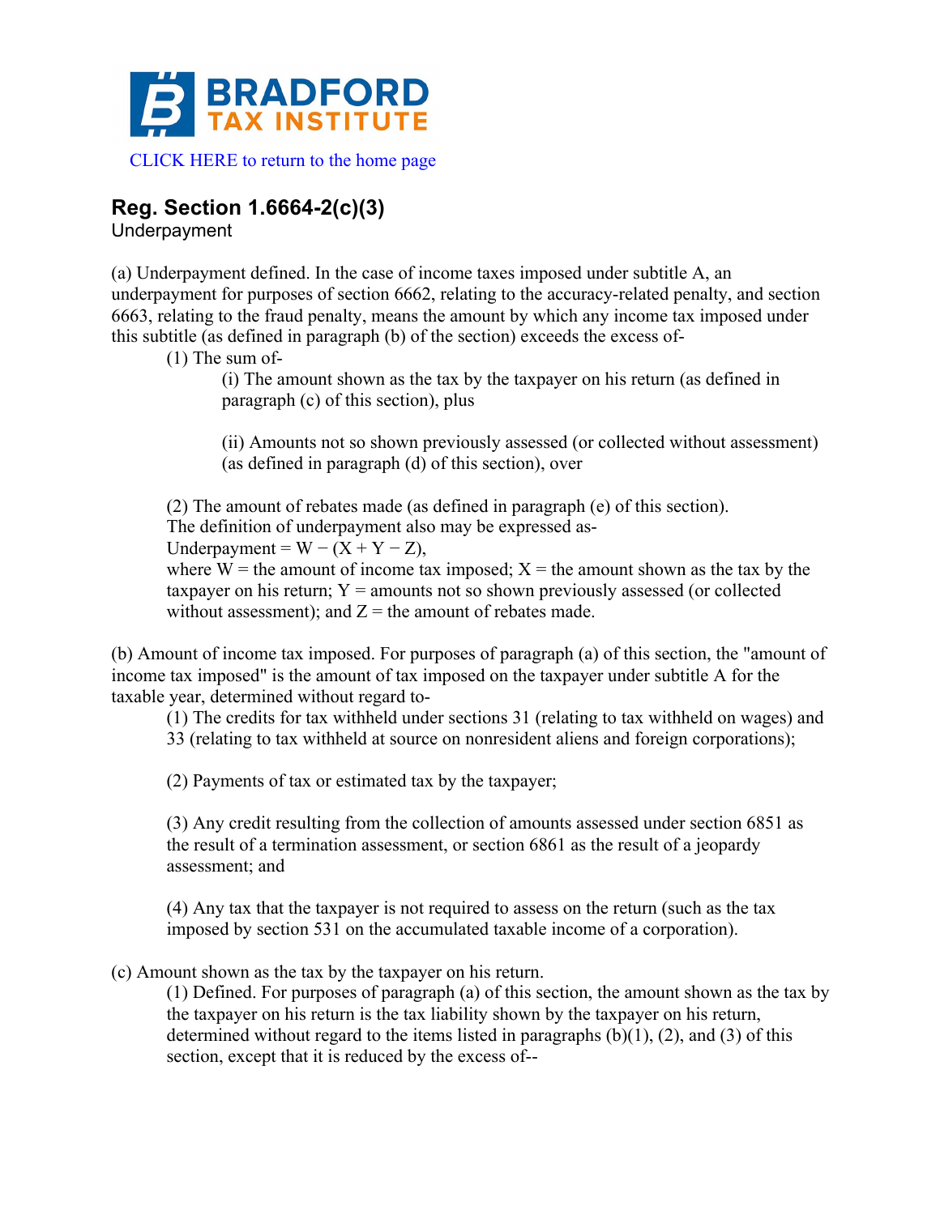BRADFORD TAX INSTITUTE

CLICK HERE to return to the home page

## Reg. Section 1.6664-2(c)(3)

Underpayment

(a) Underpayment defined. In the case of income taxes imposed under subtitle A, an underpayment for purposes of section 6662, relating to the accuracy-related penalty, and section 6663, relating to the fraud penalty, means the amount by which any income tax imposed under this subtitle (as defined in paragraph (b) of the section) exceeds the excess of-

(1) The sum of-

(i) The amount shown as the tax by the taxpayer on his return (as defined in paragraph (c) of this section), plus

(ii) Amounts not so shown previously assessed (or collected without assessment) (as defined in paragraph (d) of this section), over

(2) The amount of rebates made (as defined in paragraph (e) of this section).

The definition of underpayment also may be expressed as-

Underpayment = $W - (X + Y - Z)$,

where W = the amount of income tax imposed; X = the amount shown as the tax by the taxpayer on his return; Y = amounts not so shown previously assessed (or collected without assessment); and Z = the amount of rebates made.

(b) Amount of income tax imposed. For purposes of paragraph (a) of this section, the "amount of income tax imposed" is the amount of tax imposed on the taxpayer under subtitle A for the taxable year, determined without regard to-

(1) The credits for tax withheld under sections 31 (relating to tax withheld on wages) and 33 (relating to tax withheld at source on nonresident aliens and foreign corporations);

(2) Payments of tax or estimated tax by the taxpayer;

(3) Any credit resulting from the collection of amounts assessed under section 6851 as the result of a termination assessment, or section 6861 as the result of a jeopardy assessment; and

(4) Any tax that the taxpayer is not required to assess on the return (such as the tax imposed by section 531 on the accumulated taxable income of a corporation).

(c) Amount shown as the tax by the taxpayer on his return.

(1) Defined. For purposes of paragraph (a) of this section, the amount shown as the tax by the taxpayer on his return is the tax liability shown by the taxpayer on his return, determined without regard to the items listed in paragraphs (b)(1), (2), and (3) of this section, except that it is reduced by the excess of--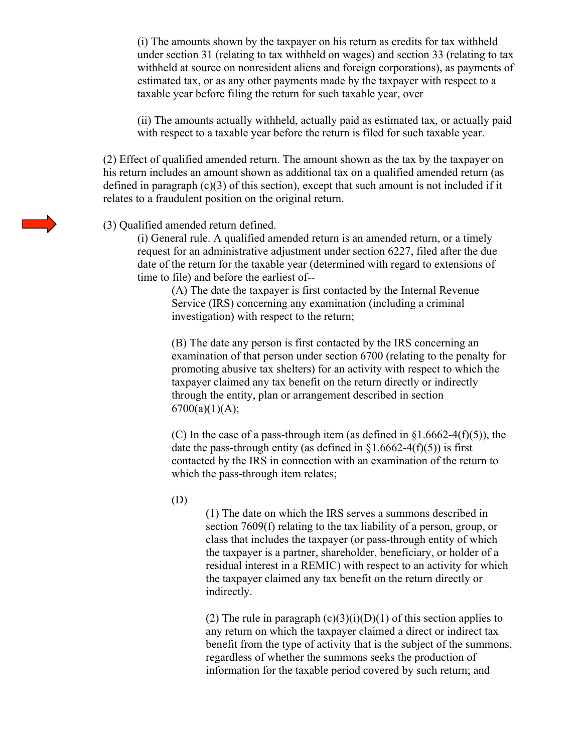(i) The amounts shown by the taxpayer on his return as credits for tax withheld under section 31 (relating to tax withheld on wages) and section 33 (relating to tax withheld at source on nonresident aliens and foreign corporations), as payments of estimated tax, or as any other payments made by the taxpayer with respect to a taxable year before filing the return for such taxable year, over

(ii) The amounts actually withheld, actually paid as estimated tax, or actually paid with respect to a taxable year before the return is filed for such taxable year.

(2) Effect of qualified amended return. The amount shown as the tax by the taxpayer on his return includes an amount shown as additional tax on a qualified amended return (as defined in paragraph (c)(3) of this section), except that such amount is not included if it relates to a fraudulent position on the original return.

(3) Qualified amended return defined.

(i) General rule. A qualified amended return is an amended return, or a timely request for an administrative adjustment under section 6227, filed after the due date of the return for the taxable year (determined with regard to extensions of time to file) and before the earliest of--

(A) The date the taxpayer is first contacted by the Internal Revenue Service (IRS) concerning any examination (including a criminal investigation) with respect to the return;

(B) The date any person is first contacted by the IRS concerning an examination of that person under section 6700 (relating to the penalty for promoting abusive tax shelters) for an activity with respect to which the taxpayer claimed any tax benefit on the return directly or indirectly through the entity, plan or arrangement described in section 6700(a)(1)(A);

(C) In the case of a pass-through item (as defined in §1.6662-4(f)(5)), the date the pass-through entity (as defined in §1.6662-4(f)(5)) is first contacted by the IRS in connection with an examination of the return to which the pass-through item relates;

(D)

(1) The date on which the IRS serves a summons described in section 7609(f) relating to the tax liability of a person, group, or class that includes the taxpayer (or pass-through entity of which the taxpayer is a partner, shareholder, beneficiary, or holder of a residual interest in a REMIC) with respect to an activity for which the taxpayer claimed any tax benefit on the return directly or indirectly.

(2) The rule in paragraph (c)(3)(i)(D)(1) of this section applies to any return on which the taxpayer claimed a direct or indirect tax benefit from the type of activity that is the subject of the summons, regardless of whether the summons seeks the production of information for the taxable period covered by such return; and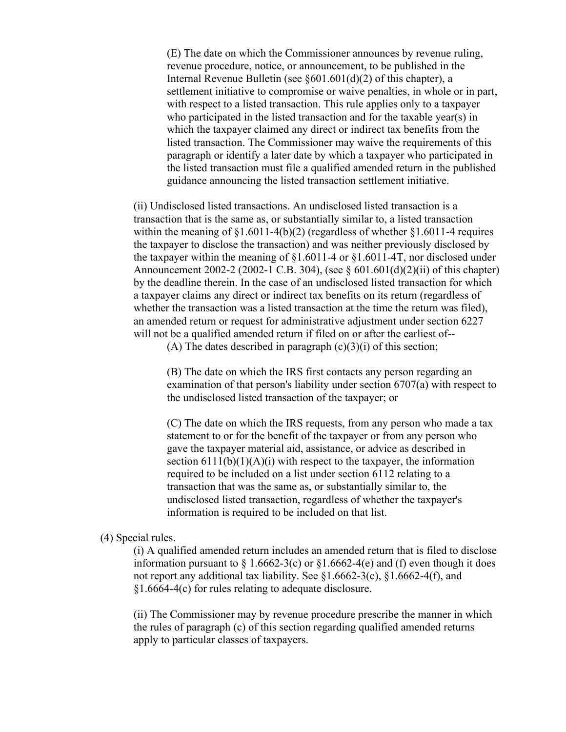(E) The date on which the Commissioner announces by revenue ruling, revenue procedure, notice, or announcement, to be published in the Internal Revenue Bulletin (see §601.601(d)(2) of this chapter), a settlement initiative to compromise or waive penalties, in whole or in part, with respect to a listed transaction. This rule applies only to a taxpayer who participated in the listed transaction and for the taxable year(s) in which the taxpayer claimed any direct or indirect tax benefits from the listed transaction. The Commissioner may waive the requirements of this paragraph or identify a later date by which a taxpayer who participated in the listed transaction must file a qualified amended return in the published guidance announcing the listed transaction settlement initiative.

(ii) Undisclosed listed transactions. An undisclosed listed transaction is a transaction that is the same as, or substantially similar to, a listed transaction within the meaning of §1.6011-4(b)(2) (regardless of whether §1.6011-4 requires the taxpayer to disclose the transaction) and was neither previously disclosed by the taxpayer within the meaning of §1.6011-4 or §1.6011-4T, nor disclosed under Announcement 2002-2 (2002-1 C.B. 304), (see § 601.601(d)(2)(ii) of this chapter) by the deadline therein. In the case of an undisclosed listed transaction for which a taxpayer claims any direct or indirect tax benefits on its return (regardless of whether the transaction was a listed transaction at the time the return was filed), an amended return or request for administrative adjustment under section 6227 will not be a qualified amended return if filed on or after the earliest of--

(A) The dates described in paragraph (c)(3)(i) of this section;

(B) The date on which the IRS first contacts any person regarding an examination of that person's liability under section 6707(a) with respect to the undisclosed listed transaction of the taxpayer; or

(C) The date on which the IRS requests, from any person who made a tax statement to or for the benefit of the taxpayer or from any person who gave the taxpayer material aid, assistance, or advice as described in section 6111(b)(1)(A)(i) with respect to the taxpayer, the information required to be included on a list under section 6112 relating to a transaction that was the same as, or substantially similar to, the undisclosed listed transaction, regardless of whether the taxpayer's information is required to be included on that list.

(4) Special rules.

(i) A qualified amended return includes an amended return that is filed to disclose information pursuant to § 1.6662-3(c) or §1.6662-4(e) and (f) even though it does not report any additional tax liability. See §1.6662-3(c), §1.6662-4(f), and §1.6664-4(c) for rules relating to adequate disclosure.

(ii) The Commissioner may by revenue procedure prescribe the manner in which the rules of paragraph (c) of this section regarding qualified amended returns apply to particular classes of taxpayers.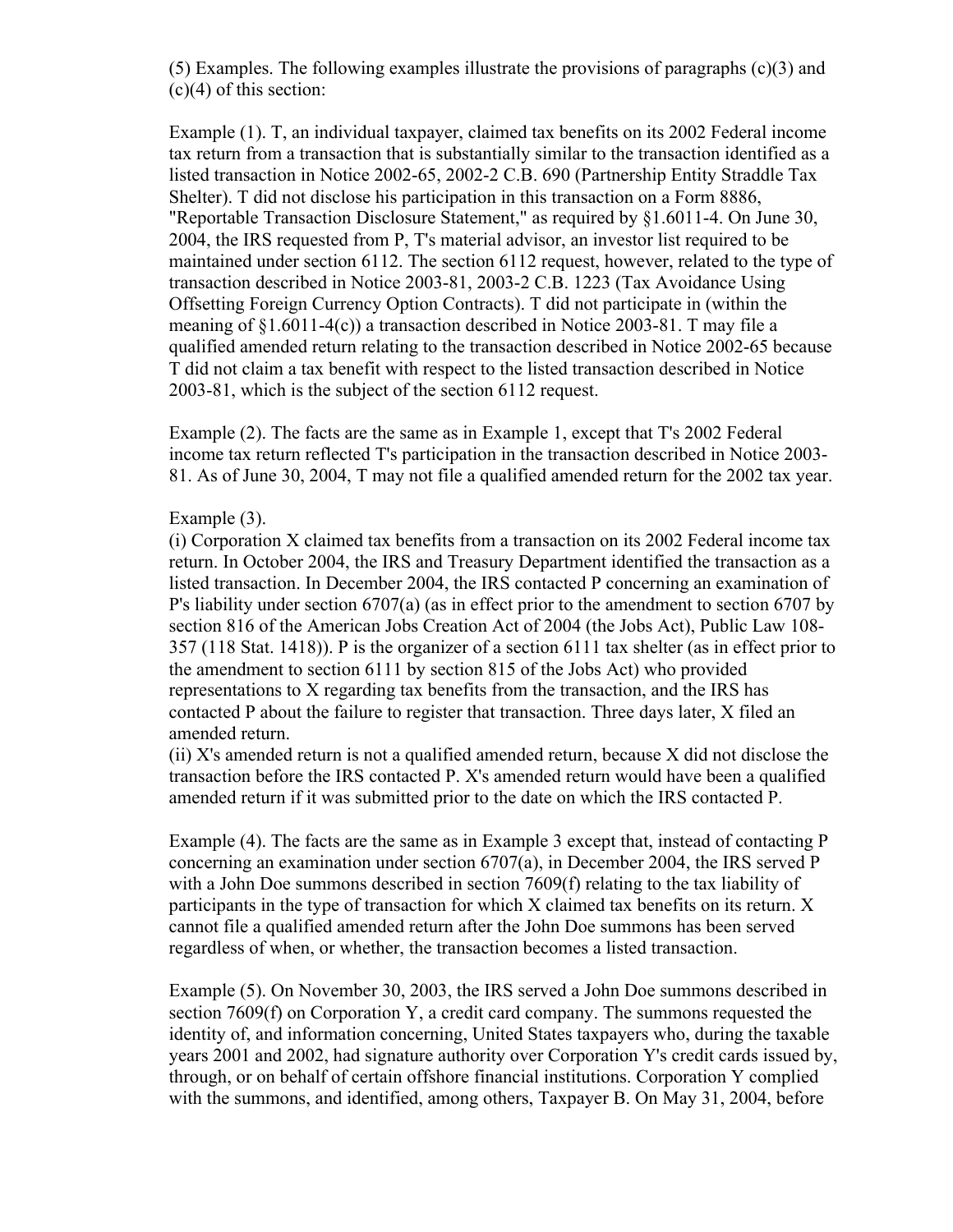(5) Examples. The following examples illustrate the provisions of paragraphs (c)(3) and (c)(4) of this section:

Example (1). T, an individual taxpayer, claimed tax benefits on its 2002 Federal income tax return from a transaction that is substantially similar to the transaction identified as a listed transaction in Notice 2002-65, 2002-2 C.B. 690 (Partnership Entity Straddle Tax Shelter). T did not disclose his participation in this transaction on a Form 8886, "Reportable Transaction Disclosure Statement," as required by §1.6011-4. On June 30, 2004, the IRS requested from P, T's material advisor, an investor list required to be maintained under section 6112. The section 6112 request, however, related to the type of transaction described in Notice 2003-81, 2003-2 C.B. 1223 (Tax Avoidance Using Offsetting Foreign Currency Option Contracts). T did not participate in (within the meaning of §1.6011-4(c)) a transaction described in Notice 2003-81. T may file a qualified amended return relating to the transaction described in Notice 2002-65 because T did not claim a tax benefit with respect to the listed transaction described in Notice 2003-81, which is the subject of the section 6112 request.

Example (2). The facts are the same as in Example 1, except that T's 2002 Federal income tax return reflected T's participation in the transaction described in Notice 2003-81. As of June 30, 2004, T may not file a qualified amended return for the 2002 tax year.

Example (3).
(i) Corporation X claimed tax benefits from a transaction on its 2002 Federal income tax return. In October 2004, the IRS and Treasury Department identified the transaction as a listed transaction. In December 2004, the IRS contacted P concerning an examination of P's liability under section 6707(a) (as in effect prior to the amendment to section 6707 by section 816 of the American Jobs Creation Act of 2004 (the Jobs Act), Public Law 108-357 (118 Stat. 1418)). P is the organizer of a section 6111 tax shelter (as in effect prior to the amendment to section 6111 by section 815 of the Jobs Act) who provided representations to X regarding tax benefits from the transaction, and the IRS has contacted P about the failure to register that transaction. Three days later, X filed an amended return.
(ii) X's amended return is not a qualified amended return, because X did not disclose the transaction before the IRS contacted P. X's amended return would have been a qualified amended return if it was submitted prior to the date on which the IRS contacted P.

Example (4). The facts are the same as in Example 3 except that, instead of contacting P concerning an examination under section 6707(a), in December 2004, the IRS served P with a John Doe summons described in section 7609(f) relating to the tax liability of participants in the type of transaction for which X claimed tax benefits on its return. X cannot file a qualified amended return after the John Doe summons has been served regardless of when, or whether, the transaction becomes a listed transaction.

Example (5). On November 30, 2003, the IRS served a John Doe summons described in section 7609(f) on Corporation Y, a credit card company. The summons requested the identity of, and information concerning, United States taxpayers who, during the taxable years 2001 and 2002, had signature authority over Corporation Y's credit cards issued by, through, or on behalf of certain offshore financial institutions. Corporation Y complied with the summons, and identified, among others, Taxpayer B. On May 31, 2004, before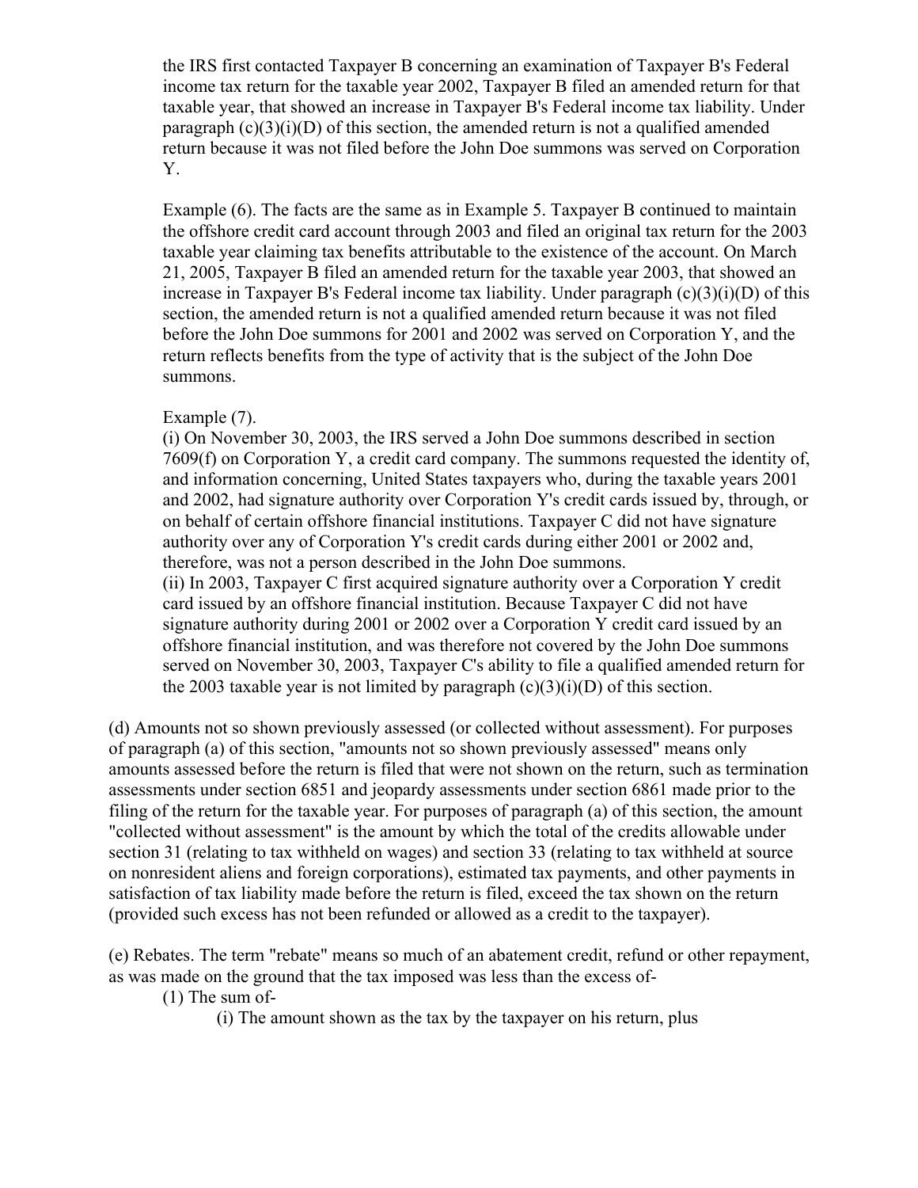the IRS first contacted Taxpayer B concerning an examination of Taxpayer B's Federal income tax return for the taxable year 2002, Taxpayer B filed an amended return for that taxable year, that showed an increase in Taxpayer B's Federal income tax liability. Under paragraph (c)(3)(i)(D) of this section, the amended return is not a qualified amended return because it was not filed before the John Doe summons was served on Corporation Y.

Example (6). The facts are the same as in Example 5. Taxpayer B continued to maintain the offshore credit card account through 2003 and filed an original tax return for the 2003 taxable year claiming tax benefits attributable to the existence of the account. On March 21, 2005, Taxpayer B filed an amended return for the taxable year 2003, that showed an increase in Taxpayer B's Federal income tax liability. Under paragraph (c)(3)(i)(D) of this section, the amended return is not a qualified amended return because it was not filed before the John Doe summons for 2001 and 2002 was served on Corporation Y, and the return reflects benefits from the type of activity that is the subject of the John Doe summons.

Example (7).

(i) On November 30, 2003, the IRS served a John Doe summons described in section 7609(f) on Corporation Y, a credit card company. The summons requested the identity of, and information concerning, United States taxpayers who, during the taxable years 2001 and 2002, had signature authority over Corporation Y's credit cards issued by, through, or on behalf of certain offshore financial institutions. Taxpayer C did not have signature authority over any of Corporation Y's credit cards during either 2001 or 2002 and, therefore, was not a person described in the John Doe summons.

(ii) In 2003, Taxpayer C first acquired signature authority over a Corporation Y credit card issued by an offshore financial institution. Because Taxpayer C did not have signature authority during 2001 or 2002 over a Corporation Y credit card issued by an offshore financial institution, and was therefore not covered by the John Doe summons served on November 30, 2003, Taxpayer C's ability to file a qualified amended return for the 2003 taxable year is not limited by paragraph (c)(3)(i)(D) of this section.

(d) Amounts not so shown previously assessed (or collected without assessment). For purposes of paragraph (a) of this section, "amounts not so shown previously assessed" means only amounts assessed before the return is filed that were not shown on the return, such as termination assessments under section 6851 and jeopardy assessments under section 6861 made prior to the filing of the return for the taxable year. For purposes of paragraph (a) of this section, the amount "collected without assessment" is the amount by which the total of the credits allowable under section 31 (relating to tax withheld on wages) and section 33 (relating to tax withheld at source on nonresident aliens and foreign corporations), estimated tax payments, and other payments in satisfaction of tax liability made before the return is filed, exceed the tax shown on the return (provided such excess has not been refunded or allowed as a credit to the taxpayer).

(e) Rebates. The term "rebate" means so much of an abatement credit, refund or other repayment, as was made on the ground that the tax imposed was less than the excess of-

(1) The sum of-

(i) The amount shown as the tax by the taxpayer on his return, plus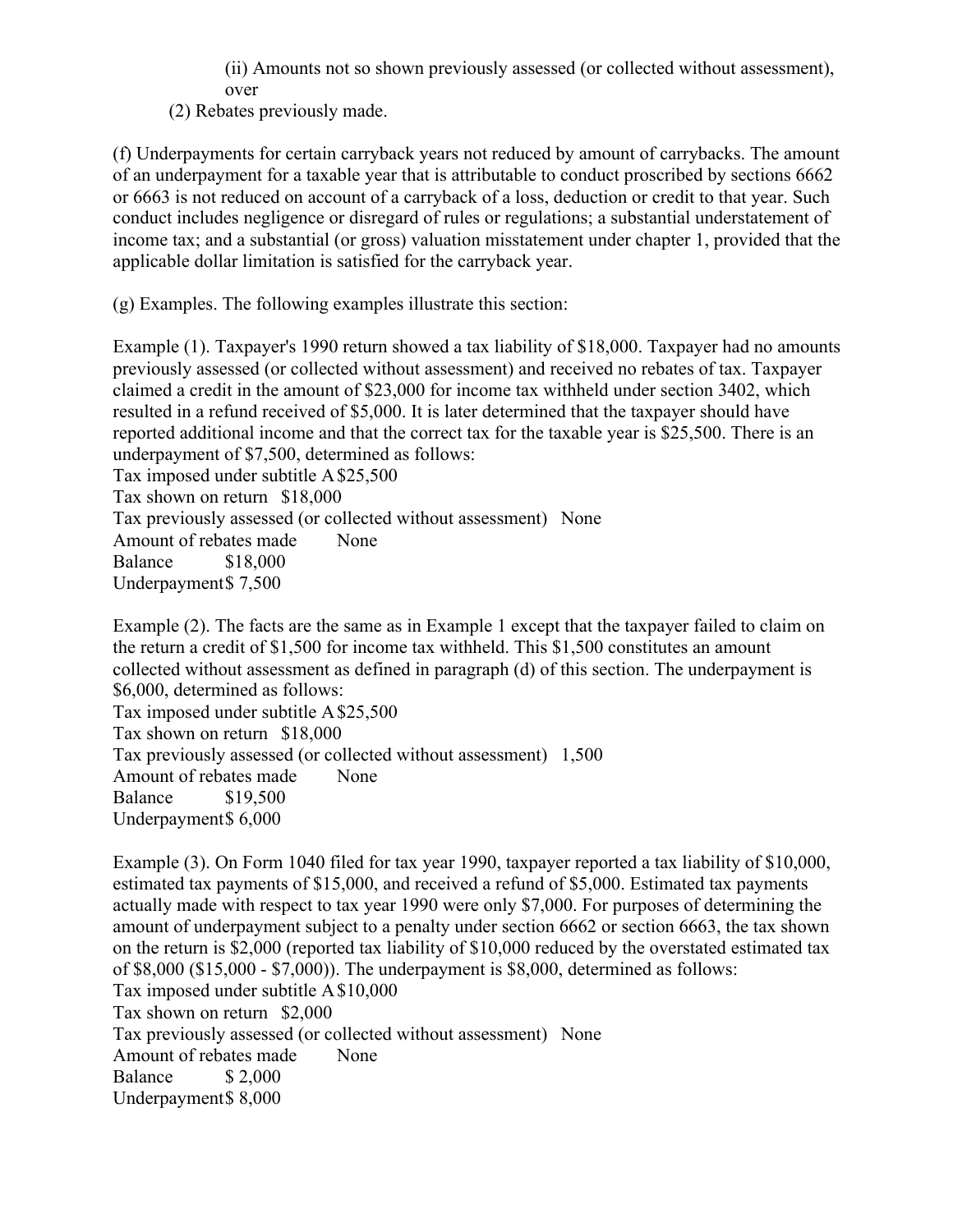(ii) Amounts not so shown previously assessed (or collected without assessment), over

(2) Rebates previously made.

(f) Underpayments for certain carryback years not reduced by amount of carrybacks. The amount of an underpayment for a taxable year that is attributable to conduct proscribed by sections 6662 or 6663 is not reduced on account of a carryback of a loss, deduction or credit to that year. Such conduct includes negligence or disregard of rules or regulations; a substantial understatement of income tax; and a substantial (or gross) valuation misstatement under chapter 1, provided that the applicable dollar limitation is satisfied for the carryback year.

(g) Examples. The following examples illustrate this section:

Example (1). Taxpayer's 1990 return showed a tax liability of $18,000. Taxpayer had no amounts previously assessed (or collected without assessment) and received no rebates of tax. Taxpayer claimed a credit in the amount of $23,000 for income tax withheld under section 3402, which resulted in a refund received of $5,000. It is later determined that the taxpayer should have reported additional income and that the correct tax for the taxable year is $25,500. There is an underpayment of $7,500, determined as follows:

Tax imposed under subtitle A $25,500
Tax shown on return $18,000
Tax previously assessed (or collected without assessment) None
Amount of rebates made None
Balance $18,000
Underpayment $ 7,500

Example (2). The facts are the same as in Example 1 except that the taxpayer failed to claim on the return a credit of $1,500 for income tax withheld. This $1,500 constitutes an amount collected without assessment as defined in paragraph (d) of this section. The underpayment is $6,000, determined as follows:

Tax imposed under subtitle A $25,500
Tax shown on return $18,000
Tax previously assessed (or collected without assessment) 1,500
Amount of rebates made None
Balance $19,500
Underpayment $ 6,000

Example (3). On Form 1040 filed for tax year 1990, taxpayer reported a tax liability of $10,000, estimated tax payments of $15,000, and received a refund of $5,000. Estimated tax payments actually made with respect to tax year 1990 were only $7,000. For purposes of determining the amount of underpayment subject to a penalty under section 6662 or section 6663, the tax shown on the return is $2,000 (reported tax liability of $10,000 reduced by the overstated estimated tax of $8,000 ($15,000 - $7,000)). The underpayment is $8,000, determined as follows:

Tax imposed under subtitle A $10,000
Tax shown on return $2,000
Tax previously assessed (or collected without assessment) None
Amount of rebates made None
Balance $ 2,000
Underpayment $ 8,000